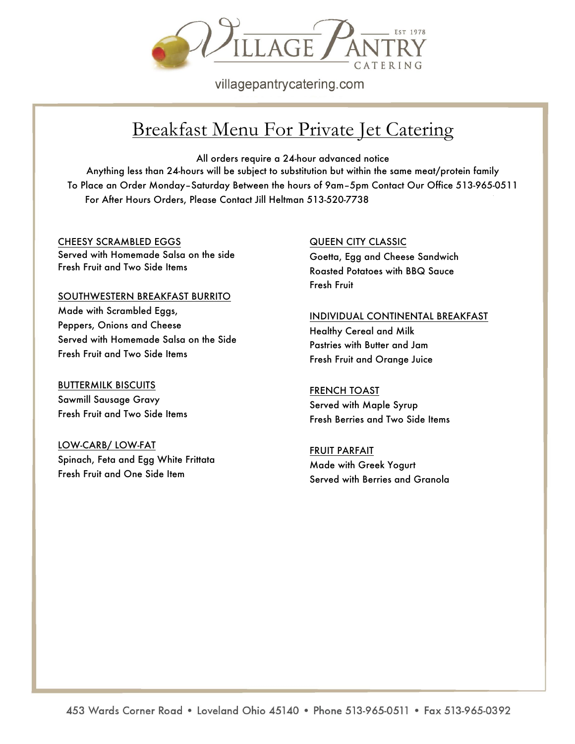# Village Pantry Catering

EST 1978

villagepantrycatering.com

## Breakfast Menu For Private Jet Catering

All orders require a 24-hour advanced notice
Anything less than 24-hours will be subject to substitution but within the same meat/protein family
To Place an Order Monday–Saturday Between the hours of 9am–5pm Contact Our Office 513-965-0511
For After Hours Orders, Please Contact Jill Heltman 513-520-7738

**CHEESY SCRAMBLED EGGS**
Served with Homemade Salsa on the side
Fresh Fruit and Two Side Items

**SOUTHWESTERN BREAKFAST BURRITO**
Made with Scrambled Eggs,
Peppers, Onions and Cheese
Served with Homemade Salsa on the Side
Fresh Fruit and Two Side Items

**BUTTERMILK BISCUITS**
Sawmill Sausage Gravy
Fresh Fruit and Two Side Items

**LOW-CARB/ LOW-FAT**
Spinach, Feta and Egg White Frittata
Fresh Fruit and One Side Item

**QUEEN CITY CLASSIC**
Goetta, Egg and Cheese Sandwich
Roasted Potatoes with BBQ Sauce
Fresh Fruit

**INDIVIDUAL CONTINENTAL BREAKFAST**
Healthy Cereal and Milk
Pastries with Butter and Jam
Fresh Fruit and Orange Juice

**FRENCH TOAST**
Served with Maple Syrup
Fresh Berries and Two Side Items

**FRUIT PARFAIT**
Made with Greek Yogurt
Served with Berries and Granola

453 Wards Corner Road • Loveland Ohio 45140 • Phone 513-965-0511 • Fax 513-965-0392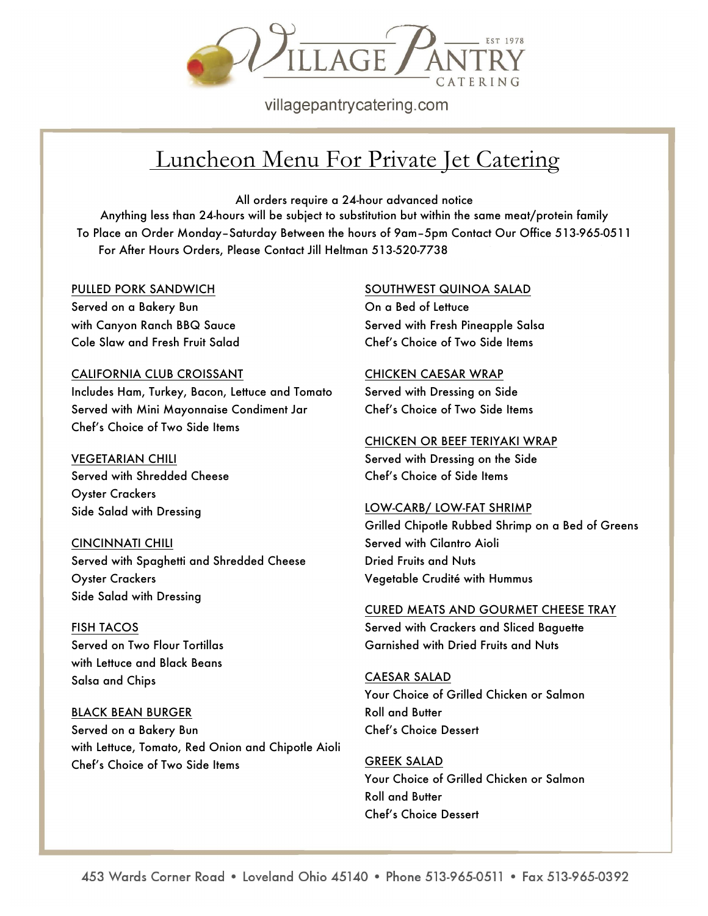# Village Pantry Catering

EST 1978

villagepantrycatering.com

## Luncheon Menu For Private Jet Catering

All orders require a 24-hour advanced notice
Anything less than 24-hours will be subject to substitution but within the same meat/protein family
To Place an Order Monday–Saturday Between the hours of 9am–5pm Contact Our Office 513-965-0511
For After Hours Orders, Please Contact Jill Heltman 513-520-7738

### PULLED PORK SANDWICH
Served on a Bakery Bun
with Canyon Ranch BBQ Sauce
Cole Slaw and Fresh Fruit Salad

### CALIFORNIA CLUB CROISSANT
Includes Ham, Turkey, Bacon, Lettuce and Tomato
Served with Mini Mayonnaise Condiment Jar
Chef's Choice of Two Side Items

### VEGETARIAN CHILI
Served with Shredded Cheese
Oyster Crackers
Side Salad with Dressing

### CINCINNATI CHILI
Served with Spaghetti and Shredded Cheese
Oyster Crackers
Side Salad with Dressing

### FISH TACOS
Served on Two Flour Tortillas
with Lettuce and Black Beans
Salsa and Chips

### BLACK BEAN BURGER
Served on a Bakery Bun
with Lettuce, Tomato, Red Onion and Chipotle Aioli
Chef's Choice of Two Side Items

### SOUTHWEST QUINOA SALAD
On a Bed of Lettuce
Served with Fresh Pineapple Salsa
Chef's Choice of Two Side Items

### CHICKEN CAESAR WRAP
Served with Dressing on Side
Chef's Choice of Two Side Items

### CHICKEN OR BEEF TERIYAKI WRAP
Served with Dressing on the Side
Chef's Choice of Side Items

### LOW-CARB/ LOW-FAT SHRIMP
Grilled Chipotle Rubbed Shrimp on a Bed of Greens
Served with Cilantro Aioli
Dried Fruits and Nuts
Vegetable Crudité with Hummus

### CURED MEATS AND GOURMET CHEESE TRAY
Served with Crackers and Sliced Baguette
Garnished with Dried Fruits and Nuts

### CAESAR SALAD
Your Choice of Grilled Chicken or Salmon
Roll and Butter
Chef's Choice Dessert

### GREEK SALAD
Your Choice of Grilled Chicken or Salmon
Roll and Butter
Chef's Choice Dessert

453 Wards Corner Road • Loveland Ohio 45140 • Phone 513-965-0511 • Fax 513-965-0392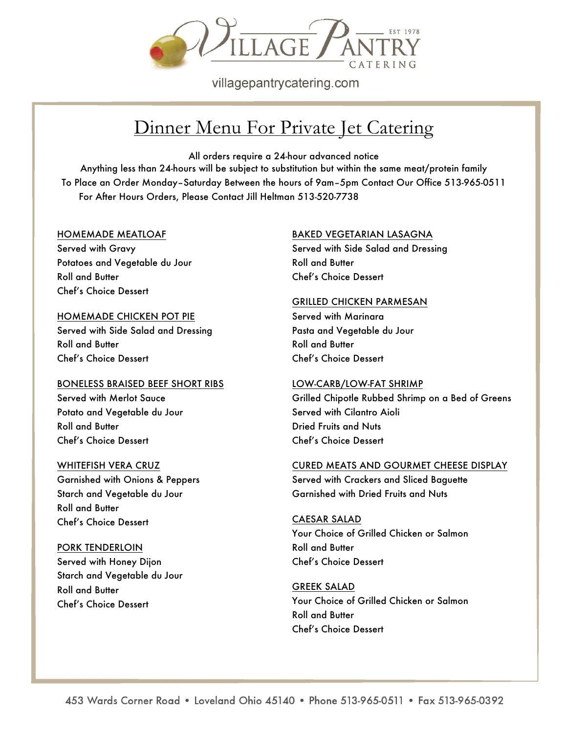VILLAGE PANTRY

EST 1978

CATERING

villagepantrycatering.com

# Dinner Menu For Private Jet Catering

All orders require a 24-hour advanced notice

Anything less than 24-hours will be subject to substitution but within the same meat/protein family

To Place an Order Monday–Saturday Between the hours of 9am–5pm Contact Our Office 513-965-0511

For After Hours Orders, Please Contact Jill Heltman 513-520-7738

### HOMEMADE MEATLOAF

Served with Gravy
Potatoes and Vegetable du Jour
Roll and Butter
Chef's Choice Dessert

### HOMEMADE CHICKEN POT PIE

Served with Side Salad and Dressing
Roll and Butter
Chef's Choice Dessert

### BONELESS BRAISED BEEF SHORT RIBS

Served with Merlot Sauce
Potato and Vegetable du Jour
Roll and Butter
Chef's Choice Dessert

### WHITEFISH VERA CRUZ

Garnished with Onions & Peppers
Starch and Vegetable du Jour
Roll and Butter
Chef's Choice Dessert

### PORK TENDERLOIN

Served with Honey Dijon
Starch and Vegetable du Jour
Roll and Butter
Chef's Choice Dessert

### BAKED VEGETARIAN LASAGNA

Served with Side Salad and Dressing
Roll and Butter
Chef's Choice Dessert

### GRILLED CHICKEN PARMESAN

Served with Marinara
Pasta and Vegetable du Jour
Roll and Butter
Chef's Choice Dessert

### LOW-CARB/LOW-FAT SHRIMP

Grilled Chipotle Rubbed Shrimp on a Bed of Greens
Served with Cilantro Aioli
Dried Fruits and Nuts
Chef's Choice Dessert

### CURED MEATS AND GOURMET CHEESE DISPLAY

Served with Crackers and Sliced Baguette
Garnished with Dried Fruits and Nuts

### CAESAR SALAD

Your Choice of Grilled Chicken or Salmon
Roll and Butter
Chef's Choice Dessert

### GREEK SALAD

Your Choice of Grilled Chicken or Salmon
Roll and Butter
Chef's Choice Dessert

453 Wards Corner Road • Loveland Ohio 45140 • Phone 513-965-0511 • Fax 513-965-0392